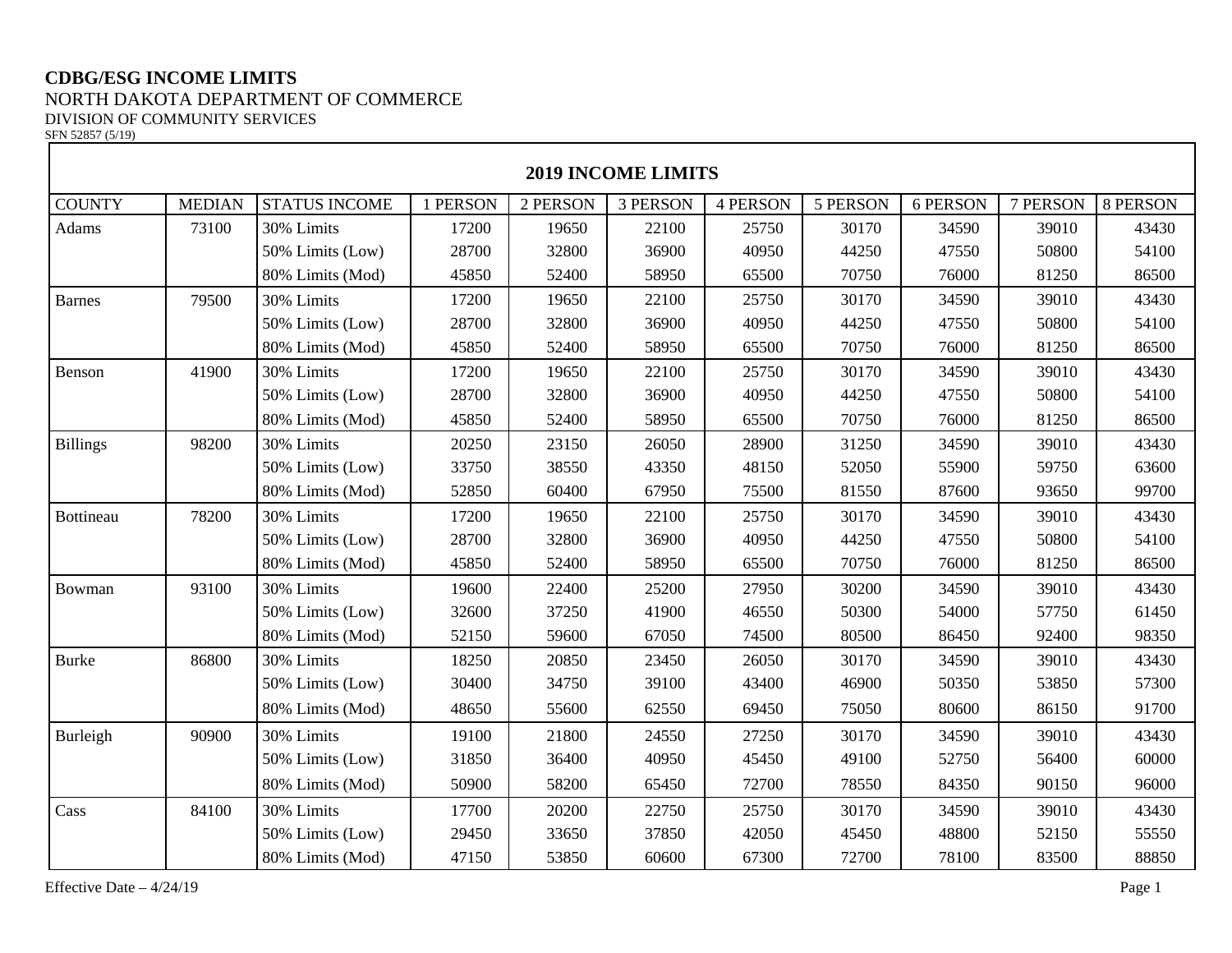**CDBG/ESG INCOME LIMITS**
NORTH DAKOTA DEPARTMENT OF COMMERCE
DIVISION OF COMMUNITY SERVICES
SFN 52857 (5/19)

## 2019 INCOME LIMITS

| COUNTY | MEDIAN | STATUS INCOME | 1 PERSON | 2 PERSON | 3 PERSON | 4 PERSON | 5 PERSON | 6 PERSON | 7 PERSON | 8 PERSON |
|---|---|---|---|---|---|---|---|---|---|---|
| Adams | 73100 | 30% Limits | 17200 | 19650 | 22100 | 25750 | 30170 | 34590 | 39010 | 43430 |
| | | 50% Limits (Low) | 28700 | 32800 | 36900 | 40950 | 44250 | 47550 | 50800 | 54100 |
| | | 80% Limits (Mod) | 45850 | 52400 | 58950 | 65500 | 70750 | 76000 | 81250 | 86500 |
| Barnes | 79500 | 30% Limits | 17200 | 19650 | 22100 | 25750 | 30170 | 34590 | 39010 | 43430 |
| | | 50% Limits (Low) | 28700 | 32800 | 36900 | 40950 | 44250 | 47550 | 50800 | 54100 |
| | | 80% Limits (Mod) | 45850 | 52400 | 58950 | 65500 | 70750 | 76000 | 81250 | 86500 |
| Benson | 41900 | 30% Limits | 17200 | 19650 | 22100 | 25750 | 30170 | 34590 | 39010 | 43430 |
| | | 50% Limits (Low) | 28700 | 32800 | 36900 | 40950 | 44250 | 47550 | 50800 | 54100 |
| | | 80% Limits (Mod) | 45850 | 52400 | 58950 | 65500 | 70750 | 76000 | 81250 | 86500 |
| Billings | 98200 | 30% Limits | 20250 | 23150 | 26050 | 28900 | 31250 | 34590 | 39010 | 43430 |
| | | 50% Limits (Low) | 33750 | 38550 | 43350 | 48150 | 52050 | 55900 | 59750 | 63600 |
| | | 80% Limits (Mod) | 52850 | 60400 | 67950 | 75500 | 81550 | 87600 | 93650 | 99700 |
| Bottineau | 78200 | 30% Limits | 17200 | 19650 | 22100 | 25750 | 30170 | 34590 | 39010 | 43430 |
| | | 50% Limits (Low) | 28700 | 32800 | 36900 | 40950 | 44250 | 47550 | 50800 | 54100 |
| | | 80% Limits (Mod) | 45850 | 52400 | 58950 | 65500 | 70750 | 76000 | 81250 | 86500 |
| Bowman | 93100 | 30% Limits | 19600 | 22400 | 25200 | 27950 | 30200 | 34590 | 39010 | 43430 |
| | | 50% Limits (Low) | 32600 | 37250 | 41900 | 46550 | 50300 | 54000 | 57750 | 61450 |
| | | 80% Limits (Mod) | 52150 | 59600 | 67050 | 74500 | 80500 | 86450 | 92400 | 98350 |
| Burke | 86800 | 30% Limits | 18250 | 20850 | 23450 | 26050 | 30170 | 34590 | 39010 | 43430 |
| | | 50% Limits (Low) | 30400 | 34750 | 39100 | 43400 | 46900 | 50350 | 53850 | 57300 |
| | | 80% Limits (Mod) | 48650 | 55600 | 62550 | 69450 | 75050 | 80600 | 86150 | 91700 |
| Burleigh | 90900 | 30% Limits | 19100 | 21800 | 24550 | 27250 | 30170 | 34590 | 39010 | 43430 |
| | | 50% Limits (Low) | 31850 | 36400 | 40950 | 45450 | 49100 | 52750 | 56400 | 60000 |
| | | 80% Limits (Mod) | 50900 | 58200 | 65450 | 72700 | 78550 | 84350 | 90150 | 96000 |
| Cass | 84100 | 30% Limits | 17700 | 20200 | 22750 | 25750 | 30170 | 34590 | 39010 | 43430 |
| | | 50% Limits (Low) | 29450 | 33650 | 37850 | 42050 | 45450 | 48800 | 52150 | 55550 |
| | | 80% Limits (Mod) | 47150 | 53850 | 60600 | 67300 | 72700 | 78100 | 83500 | 88850 |

Effective Date – 4/24/19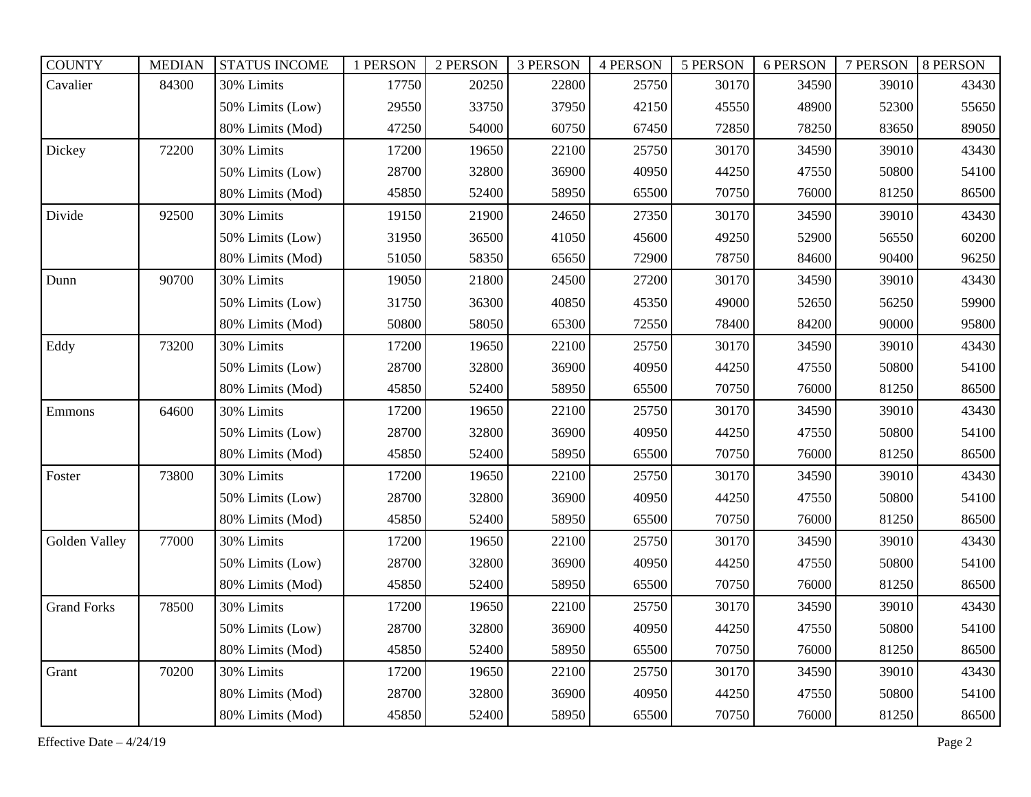| COUNTY | MEDIAN | STATUS INCOME | 1 PERSON | 2 PERSON | 3 PERSON | 4 PERSON | 5 PERSON | 6 PERSON | 7 PERSON | 8 PERSON |
|---|---|---|---|---|---|---|---|---|---|---|
| Cavalier | 84300 | 30% Limits | 17750 | 20250 | 22800 | 25750 | 30170 | 34590 | 39010 | 43430 |
| | | 50% Limits (Low) | 29550 | 33750 | 37950 | 42150 | 45550 | 48900 | 52300 | 55650 |
| | | 80% Limits (Mod) | 47250 | 54000 | 60750 | 67450 | 72850 | 78250 | 83650 | 89050 |
| Dickey | 72200 | 30% Limits | 17200 | 19650 | 22100 | 25750 | 30170 | 34590 | 39010 | 43430 |
| | | 50% Limits (Low) | 28700 | 32800 | 36900 | 40950 | 44250 | 47550 | 50800 | 54100 |
| | | 80% Limits (Mod) | 45850 | 52400 | 58950 | 65500 | 70750 | 76000 | 81250 | 86500 |
| Divide | 92500 | 30% Limits | 19150 | 21900 | 24650 | 27350 | 30170 | 34590 | 39010 | 43430 |
| | | 50% Limits (Low) | 31950 | 36500 | 41050 | 45600 | 49250 | 52900 | 56550 | 60200 |
| | | 80% Limits (Mod) | 51050 | 58350 | 65650 | 72900 | 78750 | 84600 | 90400 | 96250 |
| Dunn | 90700 | 30% Limits | 19050 | 21800 | 24500 | 27200 | 30170 | 34590 | 39010 | 43430 |
| | | 50% Limits (Low) | 31750 | 36300 | 40850 | 45350 | 49000 | 52650 | 56250 | 59900 |
| | | 80% Limits (Mod) | 50800 | 58050 | 65300 | 72550 | 78400 | 84200 | 90000 | 95800 |
| Eddy | 73200 | 30% Limits | 17200 | 19650 | 22100 | 25750 | 30170 | 34590 | 39010 | 43430 |
| | | 50% Limits (Low) | 28700 | 32800 | 36900 | 40950 | 44250 | 47550 | 50800 | 54100 |
| | | 80% Limits (Mod) | 45850 | 52400 | 58950 | 65500 | 70750 | 76000 | 81250 | 86500 |
| Emmons | 64600 | 30% Limits | 17200 | 19650 | 22100 | 25750 | 30170 | 34590 | 39010 | 43430 |
| | | 50% Limits (Low) | 28700 | 32800 | 36900 | 40950 | 44250 | 47550 | 50800 | 54100 |
| | | 80% Limits (Mod) | 45850 | 52400 | 58950 | 65500 | 70750 | 76000 | 81250 | 86500 |
| Foster | 73800 | 30% Limits | 17200 | 19650 | 22100 | 25750 | 30170 | 34590 | 39010 | 43430 |
| | | 50% Limits (Low) | 28700 | 32800 | 36900 | 40950 | 44250 | 47550 | 50800 | 54100 |
| | | 80% Limits (Mod) | 45850 | 52400 | 58950 | 65500 | 70750 | 76000 | 81250 | 86500 |
| Golden Valley | 77000 | 30% Limits | 17200 | 19650 | 22100 | 25750 | 30170 | 34590 | 39010 | 43430 |
| | | 50% Limits (Low) | 28700 | 32800 | 36900 | 40950 | 44250 | 47550 | 50800 | 54100 |
| | | 80% Limits (Mod) | 45850 | 52400 | 58950 | 65500 | 70750 | 76000 | 81250 | 86500 |
| Grand Forks | 78500 | 30% Limits | 17200 | 19650 | 22100 | 25750 | 30170 | 34590 | 39010 | 43430 |
| | | 50% Limits (Low) | 28700 | 32800 | 36900 | 40950 | 44250 | 47550 | 50800 | 54100 |
| | | 80% Limits (Mod) | 45850 | 52400 | 58950 | 65500 | 70750 | 76000 | 81250 | 86500 |
| Grant | 70200 | 30% Limits | 17200 | 19650 | 22100 | 25750 | 30170 | 34590 | 39010 | 43430 |
| | | 80% Limits (Mod) | 28700 | 32800 | 36900 | 40950 | 44250 | 47550 | 50800 | 54100 |
| | | 80% Limits (Mod) | 45850 | 52400 | 58950 | 65500 | 70750 | 76000 | 81250 | 86500 |

Effective Date – 4/24/19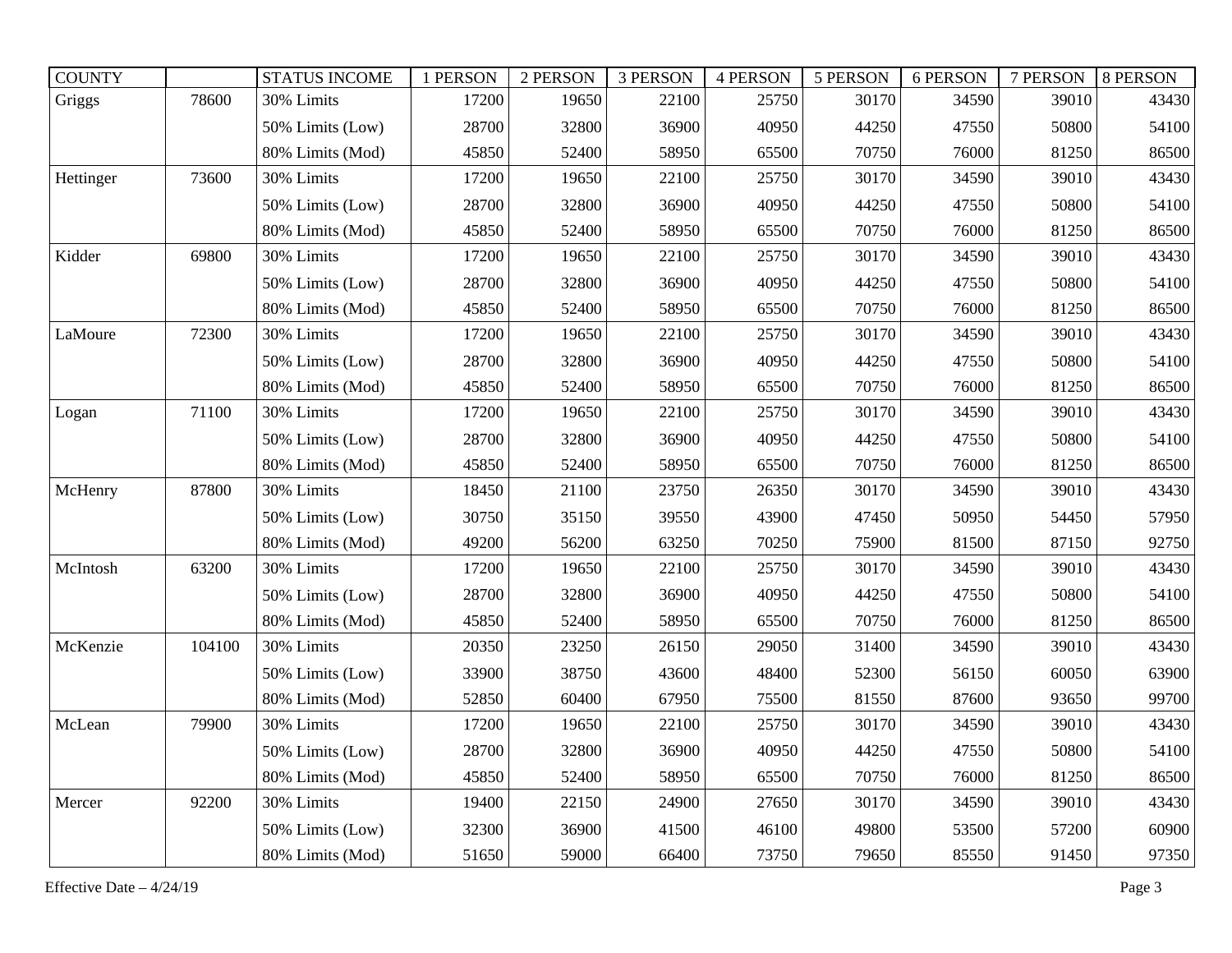| COUNTY | | STATUS INCOME | 1 PERSON | 2 PERSON | 3 PERSON | 4 PERSON | 5 PERSON | 6 PERSON | 7 PERSON | 8 PERSON |
|---|---|---|---|---|---|---|---|---|---|---|
| Griggs | 78600 | 30% Limits | 17200 | 19650 | 22100 | 25750 | 30170 | 34590 | 39010 | 43430 |
| | | 50% Limits (Low) | 28700 | 32800 | 36900 | 40950 | 44250 | 47550 | 50800 | 54100 |
| | | 80% Limits (Mod) | 45850 | 52400 | 58950 | 65500 | 70750 | 76000 | 81250 | 86500 |
| Hettinger | 73600 | 30% Limits | 17200 | 19650 | 22100 | 25750 | 30170 | 34590 | 39010 | 43430 |
| | | 50% Limits (Low) | 28700 | 32800 | 36900 | 40950 | 44250 | 47550 | 50800 | 54100 |
| | | 80% Limits (Mod) | 45850 | 52400 | 58950 | 65500 | 70750 | 76000 | 81250 | 86500 |
| Kidder | 69800 | 30% Limits | 17200 | 19650 | 22100 | 25750 | 30170 | 34590 | 39010 | 43430 |
| | | 50% Limits (Low) | 28700 | 32800 | 36900 | 40950 | 44250 | 47550 | 50800 | 54100 |
| | | 80% Limits (Mod) | 45850 | 52400 | 58950 | 65500 | 70750 | 76000 | 81250 | 86500 |
| LaMoure | 72300 | 30% Limits | 17200 | 19650 | 22100 | 25750 | 30170 | 34590 | 39010 | 43430 |
| | | 50% Limits (Low) | 28700 | 32800 | 36900 | 40950 | 44250 | 47550 | 50800 | 54100 |
| | | 80% Limits (Mod) | 45850 | 52400 | 58950 | 65500 | 70750 | 76000 | 81250 | 86500 |
| Logan | 71100 | 30% Limits | 17200 | 19650 | 22100 | 25750 | 30170 | 34590 | 39010 | 43430 |
| | | 50% Limits (Low) | 28700 | 32800 | 36900 | 40950 | 44250 | 47550 | 50800 | 54100 |
| | | 80% Limits (Mod) | 45850 | 52400 | 58950 | 65500 | 70750 | 76000 | 81250 | 86500 |
| McHenry | 87800 | 30% Limits | 18450 | 21100 | 23750 | 26350 | 30170 | 34590 | 39010 | 43430 |
| | | 50% Limits (Low) | 30750 | 35150 | 39550 | 43900 | 47450 | 50950 | 54450 | 57950 |
| | | 80% Limits (Mod) | 49200 | 56200 | 63250 | 70250 | 75900 | 81500 | 87150 | 92750 |
| McIntosh | 63200 | 30% Limits | 17200 | 19650 | 22100 | 25750 | 30170 | 34590 | 39010 | 43430 |
| | | 50% Limits (Low) | 28700 | 32800 | 36900 | 40950 | 44250 | 47550 | 50800 | 54100 |
| | | 80% Limits (Mod) | 45850 | 52400 | 58950 | 65500 | 70750 | 76000 | 81250 | 86500 |
| McKenzie | 104100 | 30% Limits | 20350 | 23250 | 26150 | 29050 | 31400 | 34590 | 39010 | 43430 |
| | | 50% Limits (Low) | 33900 | 38750 | 43600 | 48400 | 52300 | 56150 | 60050 | 63900 |
| | | 80% Limits (Mod) | 52850 | 60400 | 67950 | 75500 | 81550 | 87600 | 93650 | 99700 |
| McLean | 79900 | 30% Limits | 17200 | 19650 | 22100 | 25750 | 30170 | 34590 | 39010 | 43430 |
| | | 50% Limits (Low) | 28700 | 32800 | 36900 | 40950 | 44250 | 47550 | 50800 | 54100 |
| | | 80% Limits (Mod) | 45850 | 52400 | 58950 | 65500 | 70750 | 76000 | 81250 | 86500 |
| Mercer | 92200 | 30% Limits | 19400 | 22150 | 24900 | 27650 | 30170 | 34590 | 39010 | 43430 |
| | | 50% Limits (Low) | 32300 | 36900 | 41500 | 46100 | 49800 | 53500 | 57200 | 60900 |
| | | 80% Limits (Mod) | 51650 | 59000 | 66400 | 73750 | 79650 | 85550 | 91450 | 97350 |

Effective Date – 4/24/19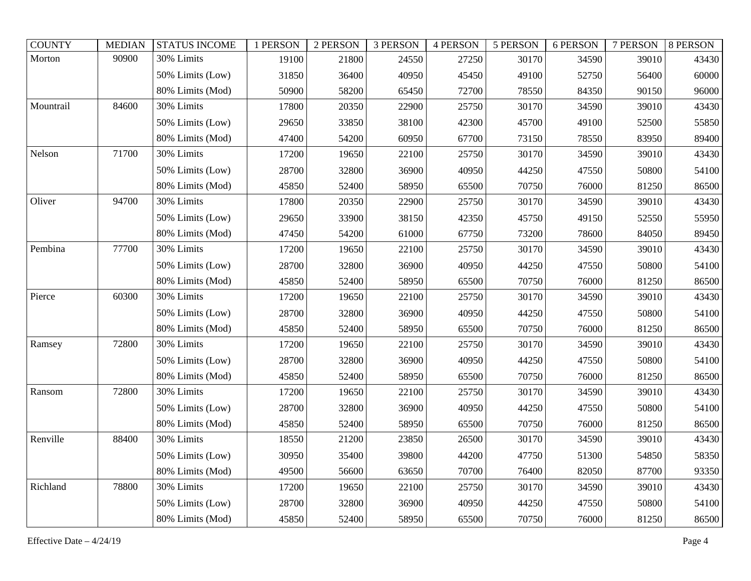| COUNTY | MEDIAN | STATUS INCOME | 1 PERSON | 2 PERSON | 3 PERSON | 4 PERSON | 5 PERSON | 6 PERSON | 7 PERSON | 8 PERSON |
|---|---|---|---|---|---|---|---|---|---|---|
| Morton | 90900 | 30% Limits | 19100 | 21800 | 24550 | 27250 | 30170 | 34590 | 39010 | 43430 |
| | | 50% Limits (Low) | 31850 | 36400 | 40950 | 45450 | 49100 | 52750 | 56400 | 60000 |
| | | 80% Limits (Mod) | 50900 | 58200 | 65450 | 72700 | 78550 | 84350 | 90150 | 96000 |
| Mountrail | 84600 | 30% Limits | 17800 | 20350 | 22900 | 25750 | 30170 | 34590 | 39010 | 43430 |
| | | 50% Limits (Low) | 29650 | 33850 | 38100 | 42300 | 45700 | 49100 | 52500 | 55850 |
| | | 80% Limits (Mod) | 47400 | 54200 | 60950 | 67700 | 73150 | 78550 | 83950 | 89400 |
| Nelson | 71700 | 30% Limits | 17200 | 19650 | 22100 | 25750 | 30170 | 34590 | 39010 | 43430 |
| | | 50% Limits (Low) | 28700 | 32800 | 36900 | 40950 | 44250 | 47550 | 50800 | 54100 |
| | | 80% Limits (Mod) | 45850 | 52400 | 58950 | 65500 | 70750 | 76000 | 81250 | 86500 |
| Oliver | 94700 | 30% Limits | 17800 | 20350 | 22900 | 25750 | 30170 | 34590 | 39010 | 43430 |
| | | 50% Limits (Low) | 29650 | 33900 | 38150 | 42350 | 45750 | 49150 | 52550 | 55950 |
| | | 80% Limits (Mod) | 47450 | 54200 | 61000 | 67750 | 73200 | 78600 | 84050 | 89450 |
| Pembina | 77700 | 30% Limits | 17200 | 19650 | 22100 | 25750 | 30170 | 34590 | 39010 | 43430 |
| | | 50% Limits (Low) | 28700 | 32800 | 36900 | 40950 | 44250 | 47550 | 50800 | 54100 |
| | | 80% Limits (Mod) | 45850 | 52400 | 58950 | 65500 | 70750 | 76000 | 81250 | 86500 |
| Pierce | 60300 | 30% Limits | 17200 | 19650 | 22100 | 25750 | 30170 | 34590 | 39010 | 43430 |
| | | 50% Limits (Low) | 28700 | 32800 | 36900 | 40950 | 44250 | 47550 | 50800 | 54100 |
| | | 80% Limits (Mod) | 45850 | 52400 | 58950 | 65500 | 70750 | 76000 | 81250 | 86500 |
| Ramsey | 72800 | 30% Limits | 17200 | 19650 | 22100 | 25750 | 30170 | 34590 | 39010 | 43430 |
| | | 50% Limits (Low) | 28700 | 32800 | 36900 | 40950 | 44250 | 47550 | 50800 | 54100 |
| | | 80% Limits (Mod) | 45850 | 52400 | 58950 | 65500 | 70750 | 76000 | 81250 | 86500 |
| Ransom | 72800 | 30% Limits | 17200 | 19650 | 22100 | 25750 | 30170 | 34590 | 39010 | 43430 |
| | | 50% Limits (Low) | 28700 | 32800 | 36900 | 40950 | 44250 | 47550 | 50800 | 54100 |
| | | 80% Limits (Mod) | 45850 | 52400 | 58950 | 65500 | 70750 | 76000 | 81250 | 86500 |
| Renville | 88400 | 30% Limits | 18550 | 21200 | 23850 | 26500 | 30170 | 34590 | 39010 | 43430 |
| | | 50% Limits (Low) | 30950 | 35400 | 39800 | 44200 | 47750 | 51300 | 54850 | 58350 |
| | | 80% Limits (Mod) | 49500 | 56600 | 63650 | 70700 | 76400 | 82050 | 87700 | 93350 |
| Richland | 78800 | 30% Limits | 17200 | 19650 | 22100 | 25750 | 30170 | 34590 | 39010 | 43430 |
| | | 50% Limits (Low) | 28700 | 32800 | 36900 | 40950 | 44250 | 47550 | 50800 | 54100 |
| | | 80% Limits (Mod) | 45850 | 52400 | 58950 | 65500 | 70750 | 76000 | 81250 | 86500 |

Effective Date – 4/24/19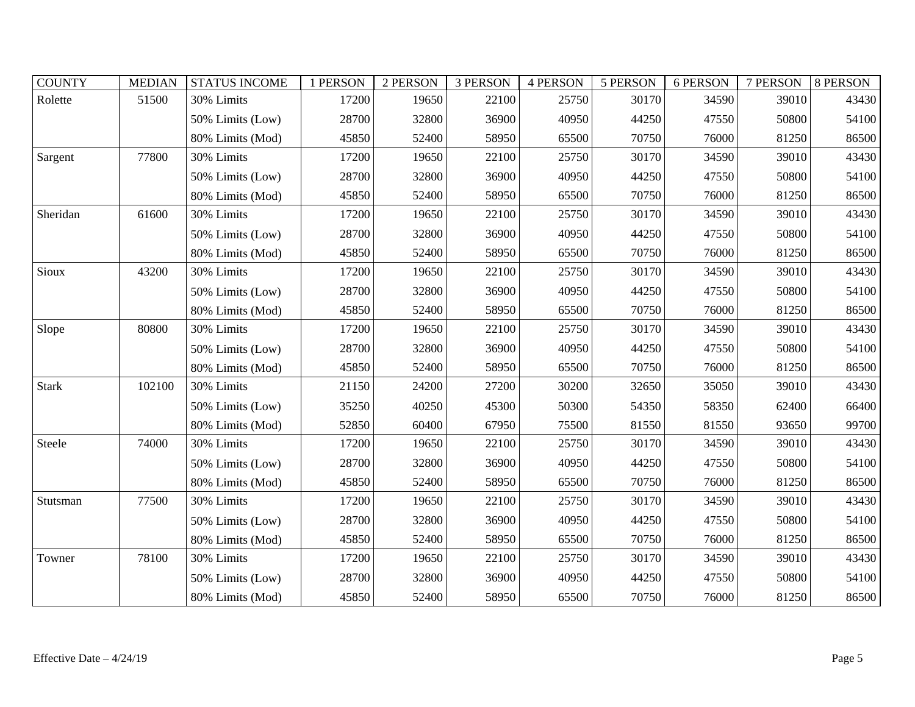| COUNTY | MEDIAN | STATUS INCOME | 1 PERSON | 2 PERSON | 3 PERSON | 4 PERSON | 5 PERSON | 6 PERSON | 7 PERSON | 8 PERSON |
|---|---|---|---|---|---|---|---|---|---|---|
| Rolette | 51500 | 30% Limits | 17200 | 19650 | 22100 | 25750 | 30170 | 34590 | 39010 | 43430 |
| | | 50% Limits (Low) | 28700 | 32800 | 36900 | 40950 | 44250 | 47550 | 50800 | 54100 |
| | | 80% Limits (Mod) | 45850 | 52400 | 58950 | 65500 | 70750 | 76000 | 81250 | 86500 |
| Sargent | 77800 | 30% Limits | 17200 | 19650 | 22100 | 25750 | 30170 | 34590 | 39010 | 43430 |
| | | 50% Limits (Low) | 28700 | 32800 | 36900 | 40950 | 44250 | 47550 | 50800 | 54100 |
| | | 80% Limits (Mod) | 45850 | 52400 | 58950 | 65500 | 70750 | 76000 | 81250 | 86500 |
| Sheridan | 61600 | 30% Limits | 17200 | 19650 | 22100 | 25750 | 30170 | 34590 | 39010 | 43430 |
| | | 50% Limits (Low) | 28700 | 32800 | 36900 | 40950 | 44250 | 47550 | 50800 | 54100 |
| | | 80% Limits (Mod) | 45850 | 52400 | 58950 | 65500 | 70750 | 76000 | 81250 | 86500 |
| Sioux | 43200 | 30% Limits | 17200 | 19650 | 22100 | 25750 | 30170 | 34590 | 39010 | 43430 |
| | | 50% Limits (Low) | 28700 | 32800 | 36900 | 40950 | 44250 | 47550 | 50800 | 54100 |
| | | 80% Limits (Mod) | 45850 | 52400 | 58950 | 65500 | 70750 | 76000 | 81250 | 86500 |
| Slope | 80800 | 30% Limits | 17200 | 19650 | 22100 | 25750 | 30170 | 34590 | 39010 | 43430 |
| | | 50% Limits (Low) | 28700 | 32800 | 36900 | 40950 | 44250 | 47550 | 50800 | 54100 |
| | | 80% Limits (Mod) | 45850 | 52400 | 58950 | 65500 | 70750 | 76000 | 81250 | 86500 |
| Stark | 102100 | 30% Limits | 21150 | 24200 | 27200 | 30200 | 32650 | 35050 | 39010 | 43430 |
| | | 50% Limits (Low) | 35250 | 40250 | 45300 | 50300 | 54350 | 58350 | 62400 | 66400 |
| | | 80% Limits (Mod) | 52850 | 60400 | 67950 | 75500 | 81550 | 81550 | 93650 | 99700 |
| Steele | 74000 | 30% Limits | 17200 | 19650 | 22100 | 25750 | 30170 | 34590 | 39010 | 43430 |
| | | 50% Limits (Low) | 28700 | 32800 | 36900 | 40950 | 44250 | 47550 | 50800 | 54100 |
| | | 80% Limits (Mod) | 45850 | 52400 | 58950 | 65500 | 70750 | 76000 | 81250 | 86500 |
| Stutsman | 77500 | 30% Limits | 17200 | 19650 | 22100 | 25750 | 30170 | 34590 | 39010 | 43430 |
| | | 50% Limits (Low) | 28700 | 32800 | 36900 | 40950 | 44250 | 47550 | 50800 | 54100 |
| | | 80% Limits (Mod) | 45850 | 52400 | 58950 | 65500 | 70750 | 76000 | 81250 | 86500 |
| Towner | 78100 | 30% Limits | 17200 | 19650 | 22100 | 25750 | 30170 | 34590 | 39010 | 43430 |
| | | 50% Limits (Low) | 28700 | 32800 | 36900 | 40950 | 44250 | 47550 | 50800 | 54100 |
| | | 80% Limits (Mod) | 45850 | 52400 | 58950 | 65500 | 70750 | 76000 | 81250 | 86500 |

Effective Date – 4/24/19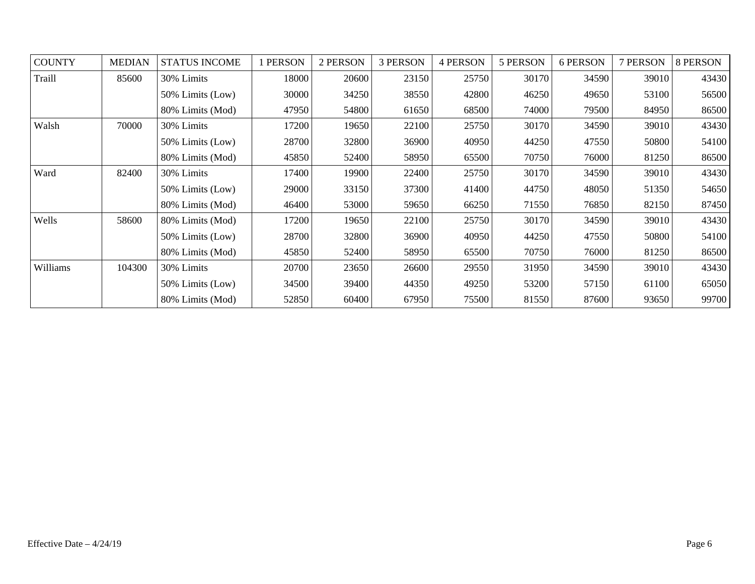| COUNTY | MEDIAN | STATUS INCOME | 1 PERSON | 2 PERSON | 3 PERSON | 4 PERSON | 5 PERSON | 6 PERSON | 7 PERSON | 8 PERSON |
|---|---|---|---|---|---|---|---|---|---|---|
| Traill | 85600 | 30% Limits | 18000 | 20600 | 23150 | 25750 | 30170 | 34590 | 39010 | 43430 |
| | | 50% Limits (Low) | 30000 | 34250 | 38550 | 42800 | 46250 | 49650 | 53100 | 56500 |
| | | 80% Limits (Mod) | 47950 | 54800 | 61650 | 68500 | 74000 | 79500 | 84950 | 86500 |
| Walsh | 70000 | 30% Limits | 17200 | 19650 | 22100 | 25750 | 30170 | 34590 | 39010 | 43430 |
| | | 50% Limits (Low) | 28700 | 32800 | 36900 | 40950 | 44250 | 47550 | 50800 | 54100 |
| | | 80% Limits (Mod) | 45850 | 52400 | 58950 | 65500 | 70750 | 76000 | 81250 | 86500 |
| Ward | 82400 | 30% Limits | 17400 | 19900 | 22400 | 25750 | 30170 | 34590 | 39010 | 43430 |
| | | 50% Limits (Low) | 29000 | 33150 | 37300 | 41400 | 44750 | 48050 | 51350 | 54650 |
| | | 80% Limits (Mod) | 46400 | 53000 | 59650 | 66250 | 71550 | 76850 | 82150 | 87450 |
| Wells | 58600 | 80% Limits (Mod) | 17200 | 19650 | 22100 | 25750 | 30170 | 34590 | 39010 | 43430 |
| | | 50% Limits (Low) | 28700 | 32800 | 36900 | 40950 | 44250 | 47550 | 50800 | 54100 |
| | | 80% Limits (Mod) | 45850 | 52400 | 58950 | 65500 | 70750 | 76000 | 81250 | 86500 |
| Williams | 104300 | 30% Limits | 20700 | 23650 | 26600 | 29550 | 31950 | 34590 | 39010 | 43430 |
| | | 50% Limits (Low) | 34500 | 39400 | 44350 | 49250 | 53200 | 57150 | 61100 | 65050 |
| | | 80% Limits (Mod) | 52850 | 60400 | 67950 | 75500 | 81550 | 87600 | 93650 | 99700 |

Effective Date – 4/24/19